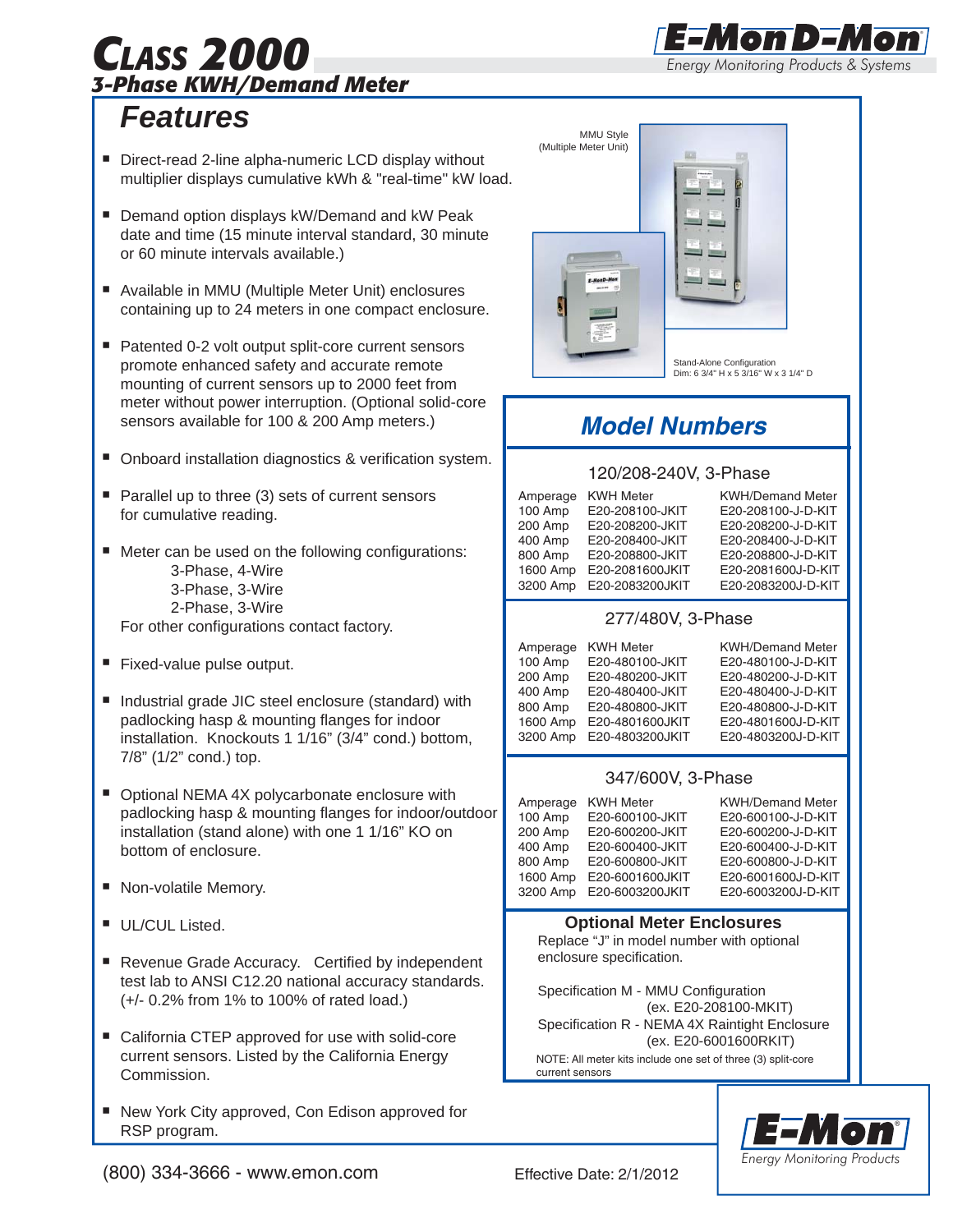# CLASS 2000

## 3-Phase KWH/Demand Meter

E-Mon D-Mon
Energy Monitoring Products & Systems

## Features

- Direct-read 2-line alpha-numeric LCD display without multiplier displays cumulative kWh & "real-time" kW load.
- Demand option displays kW/Demand and kW Peak date and time (15 minute interval standard, 30 minute or 60 minute intervals available.)
- Available in MMU (Multiple Meter Unit) enclosures containing up to 24 meters in one compact enclosure.
- Patented 0-2 volt output split-core current sensors promote enhanced safety and accurate remote mounting of current sensors up to 2000 feet from meter without power interruption. (Optional solid-core sensors available for 100 & 200 Amp meters.)
- Onboard installation diagnostics & verification system.
- Parallel up to three (3) sets of current sensors for cumulative reading.
- Meter can be used on the following configurations:
  - 3-Phase, 4-Wire
  - 3-Phase, 3-Wire
  - 2-Phase, 3-Wire

  For other configurations contact factory.
- Fixed-value pulse output.
- Industrial grade JIC steel enclosure (standard) with padlocking hasp & mounting flanges for indoor installation. Knockouts 1 1/16" (3/4" cond.) bottom, 7/8" (1/2" cond.) top.
- Optional NEMA 4X polycarbonate enclosure with padlocking hasp & mounting flanges for indoor/outdoor installation (stand alone) with one 1 1/16" KO on bottom of enclosure.
- Non-volatile Memory.
- UL/CUL Listed.
- Revenue Grade Accuracy. Certified by independent test lab to ANSI C12.20 national accuracy standards. (+/- 0.2% from 1% to 100% of rated load.)
- California CTEP approved for use with solid-core current sensors. Listed by the California Energy Commission.
- New York City approved, Con Edison approved for RSP program.

MMU Style (Multiple Meter Unit)

Stand-Alone Configuration
Dim: 6 3/4" H x 5 3/16" W x 3 1/4" D

## Model Numbers

### 120/208-240V, 3-Phase

| Amperage | KWH Meter | KWH/Demand Meter |
|---|---|---|
| 100 Amp | E20-208100-JKIT | E20-208100-J-D-KIT |
| 200 Amp | E20-208200-JKIT | E20-208200-J-D-KIT |
| 400 Amp | E20-208400-JKIT | E20-208400-J-D-KIT |
| 800 Amp | E20-208800-JKIT | E20-208800-J-D-KIT |
| 1600 Amp | E20-2081600JKIT | E20-2081600J-D-KIT |
| 3200 Amp | E20-2083200JKIT | E20-2083200J-D-KIT |

### 277/480V, 3-Phase

| Amperage | KWH Meter | KWH/Demand Meter |
|---|---|---|
| 100 Amp | E20-480100-JKIT | E20-480100-J-D-KIT |
| 200 Amp | E20-480200-JKIT | E20-480200-J-D-KIT |
| 400 Amp | E20-480400-JKIT | E20-480400-J-D-KIT |
| 800 Amp | E20-480800-JKIT | E20-480800-J-D-KIT |
| 1600 Amp | E20-4801600JKIT | E20-4801600J-D-KIT |
| 3200 Amp | E20-4803200JKIT | E20-4803200J-D-KIT |

### 347/600V, 3-Phase

| Amperage | KWH Meter | KWH/Demand Meter |
|---|---|---|
| 100 Amp | E20-600100-JKIT | E20-600100-J-D-KIT |
| 200 Amp | E20-600200-JKIT | E20-600200-J-D-KIT |
| 400 Amp | E20-600400-JKIT | E20-600400-J-D-KIT |
| 800 Amp | E20-600800-JKIT | E20-600800-J-D-KIT |
| 1600 Amp | E20-6001600JKIT | E20-6001600J-D-KIT |
| 3200 Amp | E20-6003200JKIT | E20-6003200J-D-KIT |

### Optional Meter Enclosures

Replace "J" in model number with optional enclosure specification.

Specification M - MMU Configuration (ex. E20-208100-MKIT)

Specification R - NEMA 4X Raintight Enclosure (ex. E20-6001600RKIT)

NOTE: All meter kits include one set of three (3) split-core current sensors

E-Mon
Energy Monitoring Products

(800) 334-3666 - www.emon.com

Effective Date: 2/1/2012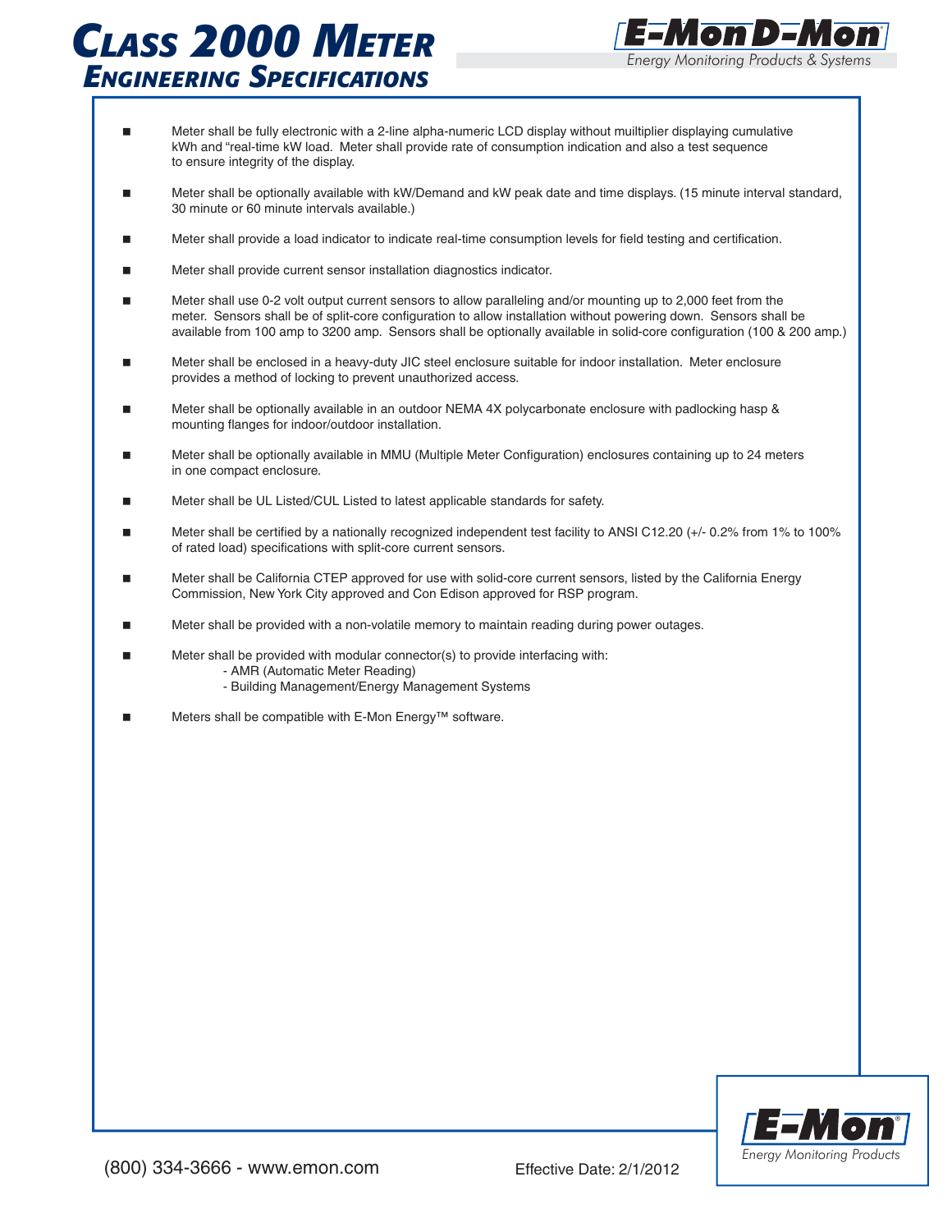# Class 2000 Meter
## Engineering Specifications

E-Mon D-Mon
Energy Monitoring Products & Systems

- Meter shall be fully electronic with a 2-line alpha-numeric LCD display without muiltiplier displaying cumulative kWh and "real-time kW load. Meter shall provide rate of consumption indication and also a test sequence to ensure integrity of the display.
- Meter shall be optionally available with kW/Demand and kW peak date and time displays. (15 minute interval standard, 30 minute or 60 minute intervals available.)
- Meter shall provide a load indicator to indicate real-time consumption levels for field testing and certification.
- Meter shall provide current sensor installation diagnostics indicator.
- Meter shall use 0-2 volt output current sensors to allow paralleling and/or mounting up to 2,000 feet from the meter. Sensors shall be of split-core configuration to allow installation without powering down. Sensors shall be available from 100 amp to 3200 amp. Sensors shall be optionally available in solid-core configuration (100 & 200 amp.)
- Meter shall be enclosed in a heavy-duty JIC steel enclosure suitable for indoor installation. Meter enclosure provides a method of locking to prevent unauthorized access.
- Meter shall be optionally available in an outdoor NEMA 4X polycarbonate enclosure with padlocking hasp & mounting flanges for indoor/outdoor installation.
- Meter shall be optionally available in MMU (Multiple Meter Configuration) enclosures containing up to 24 meters in one compact enclosure.
- Meter shall be UL Listed/CUL Listed to latest applicable standards for safety.
- Meter shall be certified by a nationally recognized independent test facility to ANSI C12.20 (+/- 0.2% from 1% to 100% of rated load) specifications with split-core current sensors.
- Meter shall be California CTEP approved for use with solid-core current sensors, listed by the California Energy Commission, New York City approved and Con Edison approved for RSP program.
- Meter shall be provided with a non-volatile memory to maintain reading during power outages.
- Meter shall be provided with modular connector(s) to provide interfacing with:
  - AMR (Automatic Meter Reading)
  - Building Management/Energy Management Systems
- Meters shall be compatible with E-Mon Energy™ software.

(800) 334-3666 - www.emon.com

Effective Date: 2/1/2012

E-Mon
Energy Monitoring Products